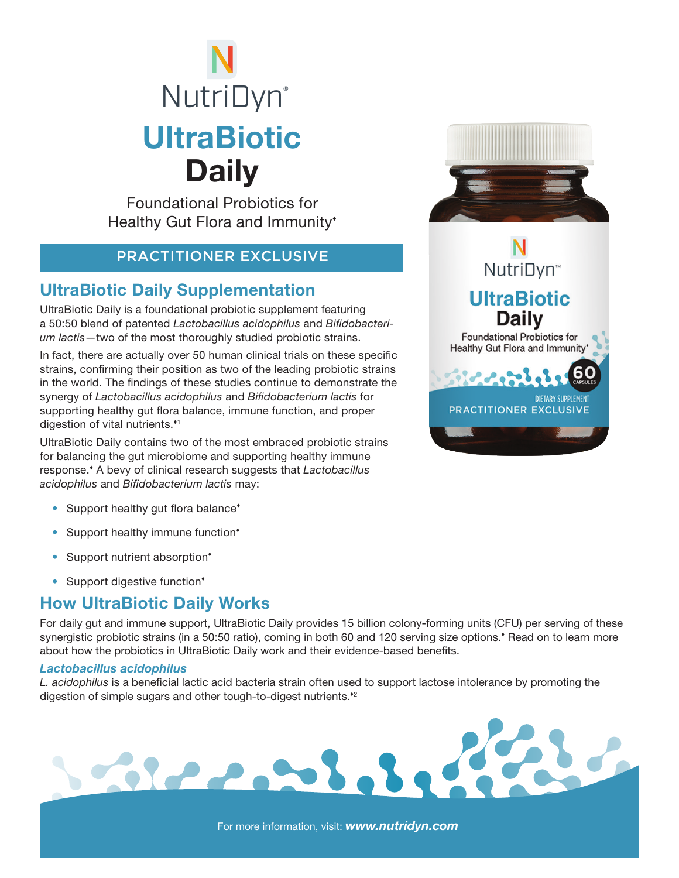# NutriDyn®

# UltraBiotic Daily

Foundational Probiotics for Healthy Gut Flora and Immunity♦

**PRACTITIONER EXCLUSIVE**

## UltraBiotic Daily Supplementation

UltraBiotic Daily is a foundational probiotic supplement featuring a 50:50 blend of patented *Lactobacillus acidophilus* and *Bifidobacterium lactis*—two of the most thoroughly studied probiotic strains.

In fact, there are actually over 50 human clinical trials on these specific strains, confirming their position as two of the leading probiotic strains in the world. The findings of these studies continue to demonstrate the synergy of *Lactobacillus acidophilus* and *Bifidobacterium lactis* for supporting healthy gut flora balance, immune function, and proper digestion of vital nutrients.♦[1]

UltraBiotic Daily contains two of the most embraced probiotic strains for balancing the gut microbiome and supporting healthy immune response.♦ A bevy of clinical research suggests that *Lactobacillus acidophilus* and *Bifidobacterium lactis* may:

- Support healthy gut flora balance♦
- Support healthy immune function♦
- Support nutrient absorption♦
- Support digestive function♦

## How UltraBiotic Daily Works

For daily gut and immune support, UltraBiotic Daily provides 15 billion colony-forming units (CFU) per serving of these synergistic probiotic strains (in a 50:50 ratio), coming in both 60 and 120 serving size options.♦ Read on to learn more about how the probiotics in UltraBiotic Daily work and their evidence-based benefits.

### *Lactobacillus acidophilus*

*L. acidophilus* is a beneficial lactic acid bacteria strain often used to support lactose intolerance by promoting the digestion of simple sugars and other tough-to-digest nutrients.♦[2]

For more information, visit: ***www.nutridyn.com***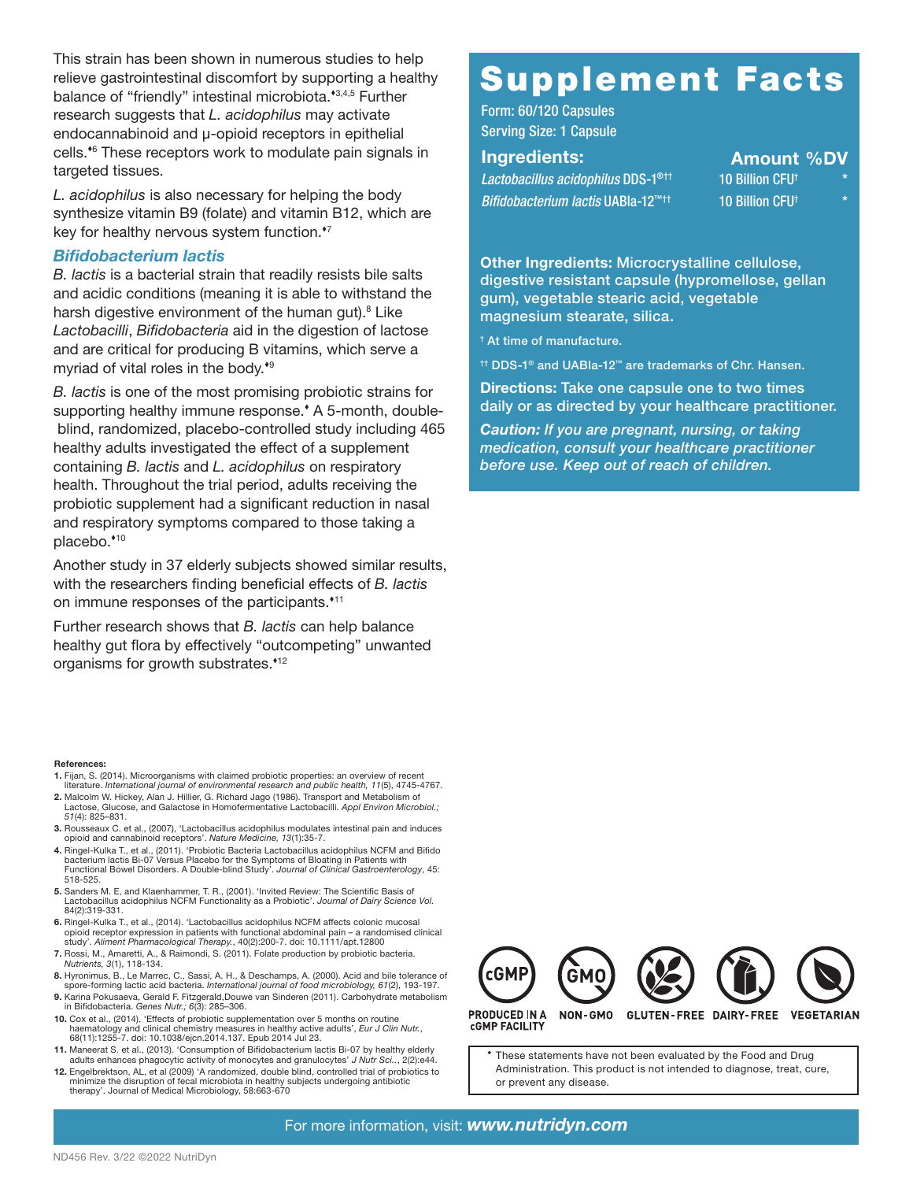This strain has been shown in numerous studies to help relieve gastrointestinal discomfort by supporting a healthy balance of "friendly" intestinal microbiota.♦[3,4,5] Further research suggests that *L. acidophilus* may activate endocannabinoid and µ-opioid receptors in epithelial cells.♦[6] These receptors work to modulate pain signals in targeted tissues.

*L. acidophilus* is also necessary for helping the body synthesize vitamin B9 (folate) and vitamin B12, which are key for healthy nervous system function.♦[7]

### *Bifidobacterium lactis*

*B. lactis* is a bacterial strain that readily resists bile salts and acidic conditions (meaning it is able to withstand the harsh digestive environment of the human gut).[8] Like *Lactobacilli*, *Bifidobacteria* aid in the digestion of lactose and are critical for producing B vitamins, which serve a myriad of vital roles in the body.♦[9]

*B. lactis* is one of the most promising probiotic strains for supporting healthy immune response.♦ A 5-month, double-blind, randomized, placebo-controlled study including 465 healthy adults investigated the effect of a supplement containing *B. lactis* and *L. acidophilus* on respiratory health. Throughout the trial period, adults receiving the probiotic supplement had a significant reduction in nasal and respiratory symptoms compared to those taking a placebo.♦[10]

Another study in 37 elderly subjects showed similar results, with the researchers finding beneficial effects of *B. lactis* on immune responses of the participants.♦[11]

Further research shows that *B. lactis* can help balance healthy gut flora by effectively "outcompeting" unwanted organisms for growth substrates.♦[12]

## Supplement Facts

Form: 60/120 Capsules
Serving Size: 1 Capsule

| Ingredients: | Amount | %DV |
|---|---|---|
| *Lactobacillus acidophilus* DDS-1®†† | 10 Billion CFU† | * |
| *Bifidobacterium lactis* UABla-12™†† | 10 Billion CFU† | * |

**Other Ingredients:** Microcrystalline cellulose, digestive resistant capsule (hypromellose, gellan gum), vegetable stearic acid, vegetable magnesium stearate, silica.

† At time of manufacture.

†† DDS-1® and UABla-12™ are trademarks of Chr. Hansen.

**Directions:** Take one capsule one to two times daily or as directed by your healthcare practitioner.

***Caution:** If you are pregnant, nursing, or taking medication, consult your healthcare practitioner before use. Keep out of reach of children.*

PRODUCED IN A cGMP FACILITY
NON-GMO
GLUTEN-FREE
DAIRY-FREE
VEGETARIAN

♦ These statements have not been evaluated by the Food and Drug Administration. This product is not intended to diagnose, treat, cure, or prevent any disease.

**References:**

1. Fijan, S. (2014). Microorganisms with claimed probiotic properties: an overview of recent literature. *International journal of environmental research and public health, 11*(5), 4745-4767.
2. Malcolm W. Hickey, Alan J. Hillier, G. Richard Jago (1986). Transport and Metabolism of Lactose, Glucose, and Galactose in Homofermentative Lactobacilli. *Appl Environ Microbiol.; 51*(4): 825–831.
3. Rousseaux C. et al., (2007), 'Lactobacillus acidophilus modulates intestinal pain and induces opioid and cannabinoid receptors'. *Nature Medicine, 13*(1):35-7.
4. Ringel-Kulka T., et al., (2011). 'Probiotic Bacteria Lactobacillus acidophilus NCFM and Bifido bacterium lactis Bi-07 Versus Placebo for the Symptoms of Bloating in Patients with Functional Bowel Disorders. A Double-blind Study'. *Journal of Clinical Gastroenterology*, 45: 518-525.
5. Sanders M. E, and Klaenhammer, T. R., (2001). 'Invited Review: The Scientific Basis of Lactobacillus acidophilus NCFM Functionality as a Probiotic'. *Journal of Dairy Science Vol.* 84(2):319-331.
6. Ringel-Kulka T., et al., (2014). 'Lactobacillus acidophilus NCFM affects colonic mucosal opioid receptor expression in patients with functional abdominal pain – a randomised clinical study'. *Aliment Pharmacological Therapy.*, 40(2):200-7. doi: 10.1111/apt.12800
7. Rossi, M., Amaretti, A., & Raimondi, S. (2011). Folate production by probiotic bacteria. *Nutrients, 3*(1), 118-134.
8. Hyronimus, B., Le Marrec, C., Sassi, A. H., & Deschamps, A. (2000). Acid and bile tolerance of spore-forming lactic acid bacteria. *International journal of food microbiology, 61*(2), 193-197.
9. Karina Pokusaeva, Gerald F. Fitzgerald,Douwe van Sinderen (2011). Carbohydrate metabolism in Bifidobacteria. *Genes Nutr.; 6*(3): 285–306.
10. Cox et al., (2014). 'Effects of probiotic supplementation over 5 months on routine haematology and clinical chemistry measures in healthy active adults', *Eur J Clin Nutr.*, 68(11):1255-7. doi: 10.1038/ejcn.2014.137. Epub 2014 Jul 23.
11. Maneerat S. et al., (2013). 'Consumption of Bifidobacterium lactis Bi-07 by healthy elderly adults enhances phagocytic activity of monocytes and granulocytes' *J Nutr Sci.*., 2(2):e44.
12. Engelbrektson, AL, et al (2009) 'A randomized, double blind, controlled trial of probiotics to minimize the disruption of fecal microbiota in healthy subjects undergoing antibiotic therapy'. Journal of Medical Microbiology, 58:663-670

For more information, visit: ***www.nutridyn.com***

ND456 Rev. 3/22 ©2022 NutriDyn